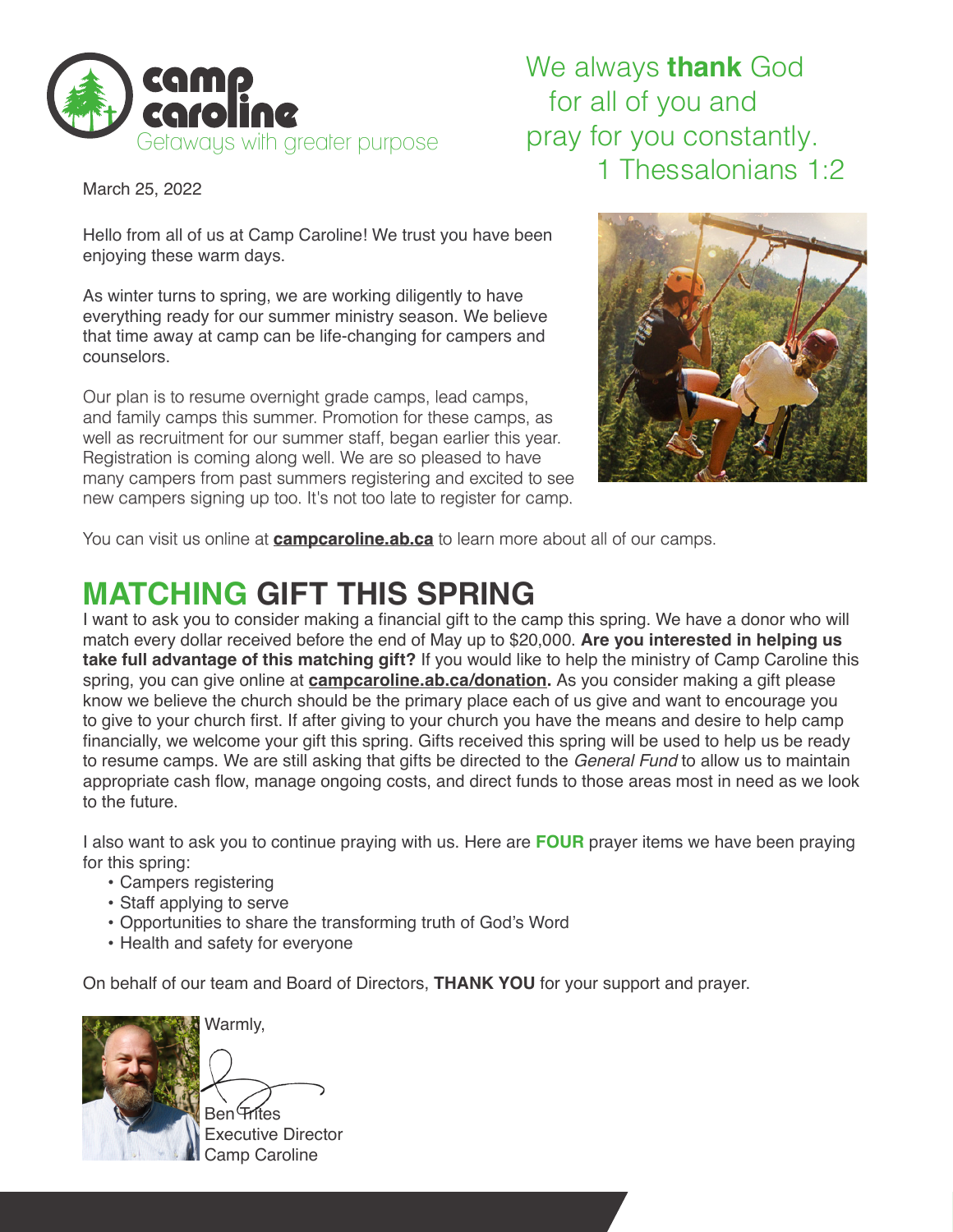camp caroline
Getaways with greater purpose

We always **thank** God for all of you and pray for you constantly.
1 Thessalonians 1:2

March 25, 2022

Hello from all of us at Camp Caroline! We trust you have been enjoying these warm days.

As winter turns to spring, we are working diligently to have everything ready for our summer ministry season. We believe that time away at camp can be life-changing for campers and counselors.

Our plan is to resume overnight grade camps, lead camps, and family camps this summer. Promotion for these camps, as well as recruitment for our summer staff, began earlier this year. Registration is coming along well. We are so pleased to have many campers from past summers registering and excited to see new campers signing up too. It's not too late to register for camp.

You can visit us online at **campcaroline.ab.ca** to learn more about all of our camps.

## MATCHING GIFT THIS SPRING

I want to ask you to consider making a financial gift to the camp this spring. We have a donor who will match every dollar received before the end of May up to $20,000. **Are you interested in helping us take full advantage of this matching gift?** If you would like to help the ministry of Camp Caroline this spring, you can give online at **campcaroline.ab.ca/donation.** As you consider making a gift please know we believe the church should be the primary place each of us give and want to encourage you to give to your church first. If after giving to your church you have the means and desire to help camp financially, we welcome your gift this spring. Gifts received this spring will be used to help us be ready to resume camps. We are still asking that gifts be directed to the *General Fund* to allow us to maintain appropriate cash flow, manage ongoing costs, and direct funds to those areas most in need as we look to the future.

I also want to ask you to continue praying with us. Here are **FOUR** prayer items we have been praying for this spring:

- Campers registering
- Staff applying to serve
- Opportunities to share the transforming truth of God's Word
- Health and safety for everyone

On behalf of our team and Board of Directors, **THANK YOU** for your support and prayer.

Warmly,

Ben Trites
Executive Director
Camp Caroline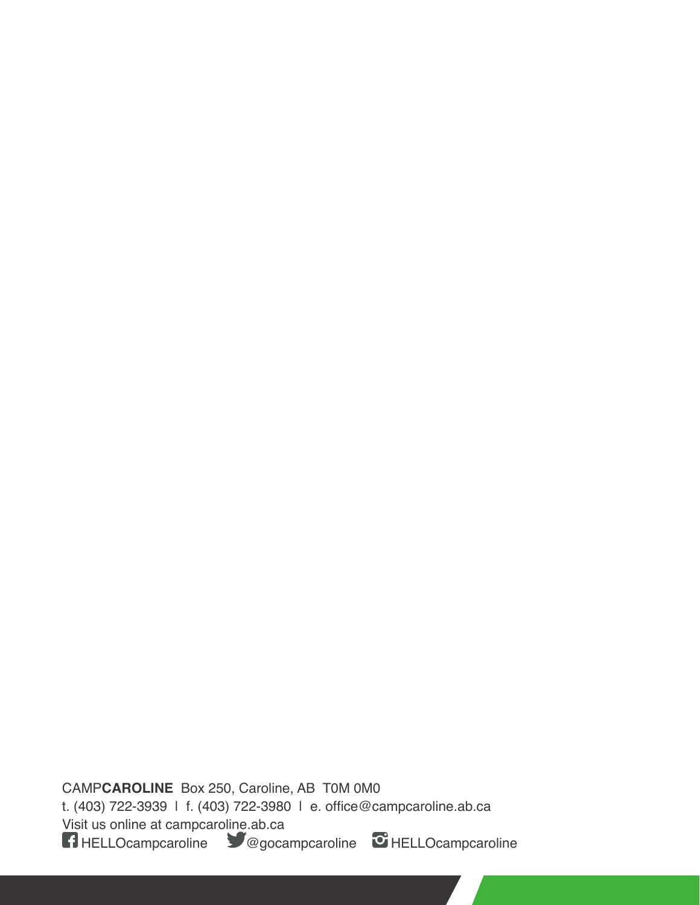CAMP**CAROLINE** Box 250, Caroline, AB T0M 0M0

t. (403) 722-3939 l f. (403) 722-3980 l e. office@campcaroline.ab.ca

Visit us online at campcaroline.ab.ca

HELLOcampcaroline @gocampcaroline HELLOcampcaroline